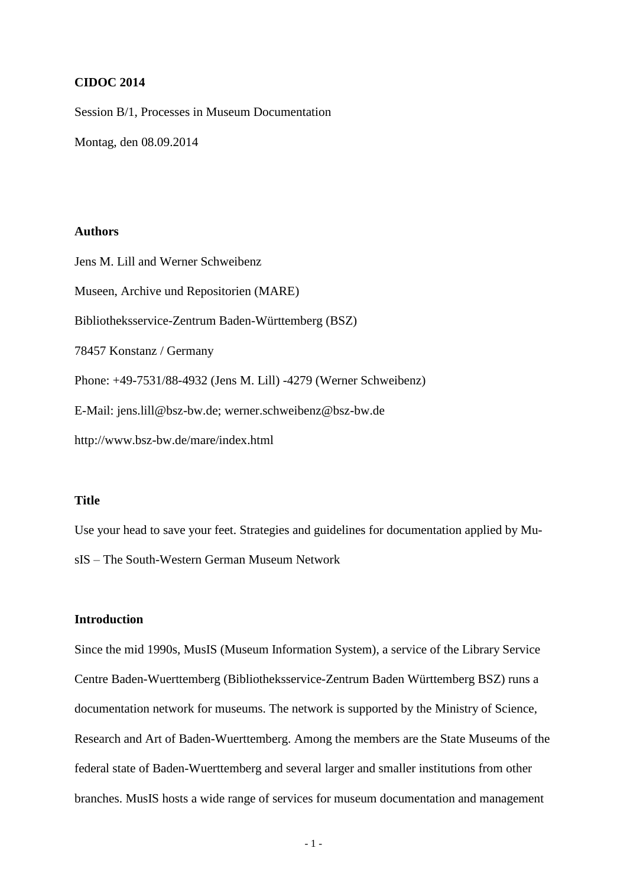**CIDOC 2014**

Session B/1, Processes in Museum Documentation

Montag, den 08.09.2014

**Authors**

Jens M. Lill and Werner Schweibenz

Museen, Archive und Repositorien (MARE)

Bibliotheksservice-Zentrum Baden-Württemberg (BSZ)

78457 Konstanz / Germany

Phone: +49-7531/88-4932 (Jens M. Lill) -4279 (Werner Schweibenz)

E-Mail: jens.lill@bsz-bw.de; werner.schweibenz@bsz-bw.de

http://www.bsz-bw.de/mare/index.html

**Title**

Use your head to save your feet. Strategies and guidelines for documentation applied by MusIS – The South-Western German Museum Network

**Introduction**

Since the mid 1990s, MusIS (Museum Information System), a service of the Library Service Centre Baden-Wuerttemberg (Bibliotheksservice-Zentrum Baden Württemberg BSZ) runs a documentation network for museums. The network is supported by the Ministry of Science, Research and Art of Baden-Wuerttemberg. Among the members are the State Museums of the federal state of Baden-Wuerttemberg and several larger and smaller institutions from other branches. MusIS hosts a wide range of services for museum documentation and management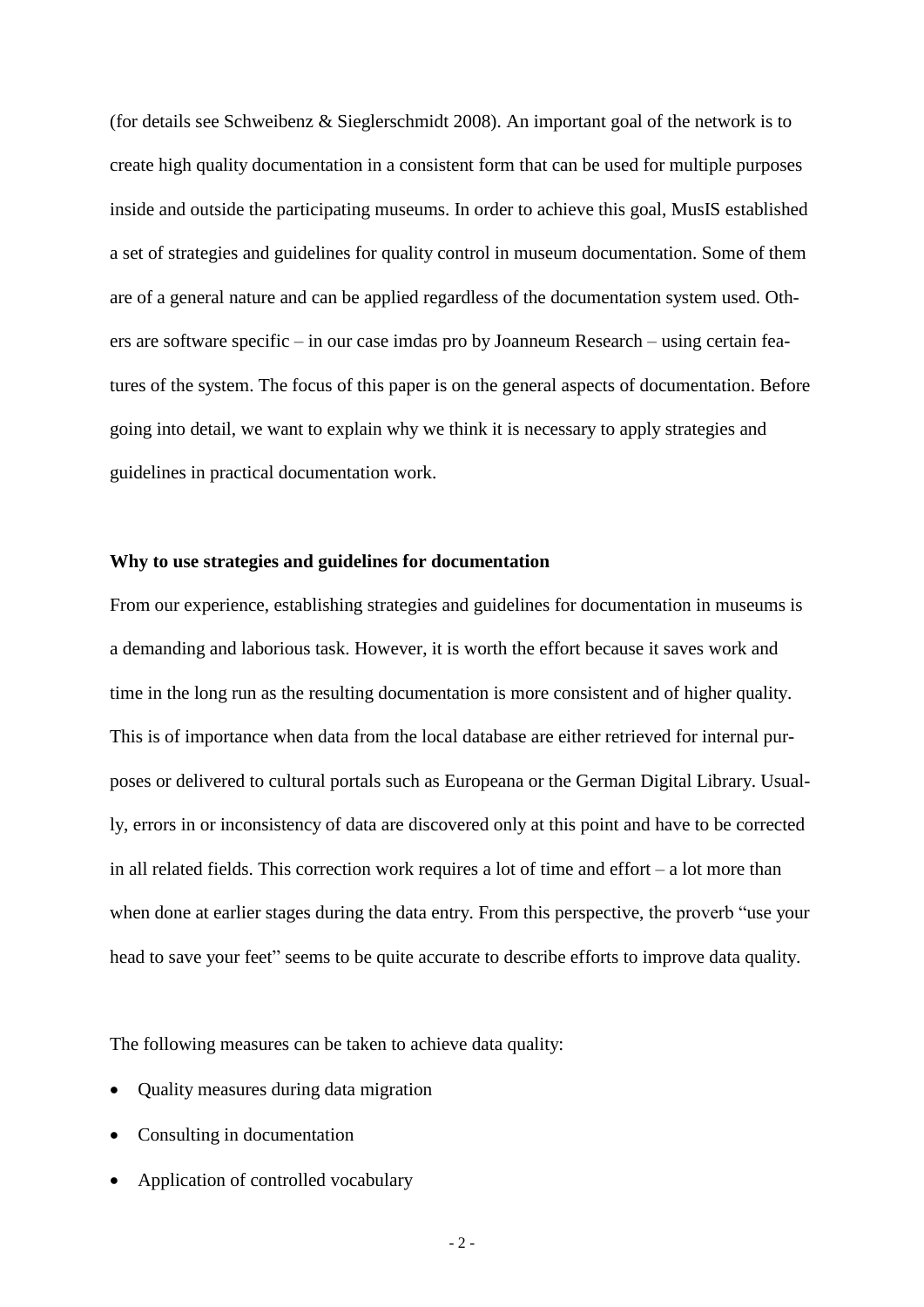(for details see Schweibenz & Sieglerschmidt 2008). An important goal of the network is to create high quality documentation in a consistent form that can be used for multiple purposes inside and outside the participating museums. In order to achieve this goal, MusIS established a set of strategies and guidelines for quality control in museum documentation. Some of them are of a general nature and can be applied regardless of the documentation system used. Others are software specific – in our case imdas pro by Joanneum Research – using certain features of the system. The focus of this paper is on the general aspects of documentation. Before going into detail, we want to explain why we think it is necessary to apply strategies and guidelines in practical documentation work.

## Why to use strategies and guidelines for documentation

From our experience, establishing strategies and guidelines for documentation in museums is a demanding and laborious task. However, it is worth the effort because it saves work and time in the long run as the resulting documentation is more consistent and of higher quality. This is of importance when data from the local database are either retrieved for internal purposes or delivered to cultural portals such as Europeana or the German Digital Library. Usually, errors in or inconsistency of data are discovered only at this point and have to be corrected in all related fields. This correction work requires a lot of time and effort – a lot more than when done at earlier stages during the data entry. From this perspective, the proverb "use your head to save your feet" seems to be quite accurate to describe efforts to improve data quality.

The following measures can be taken to achieve data quality:

- Quality measures during data migration
- Consulting in documentation
- Application of controlled vocabulary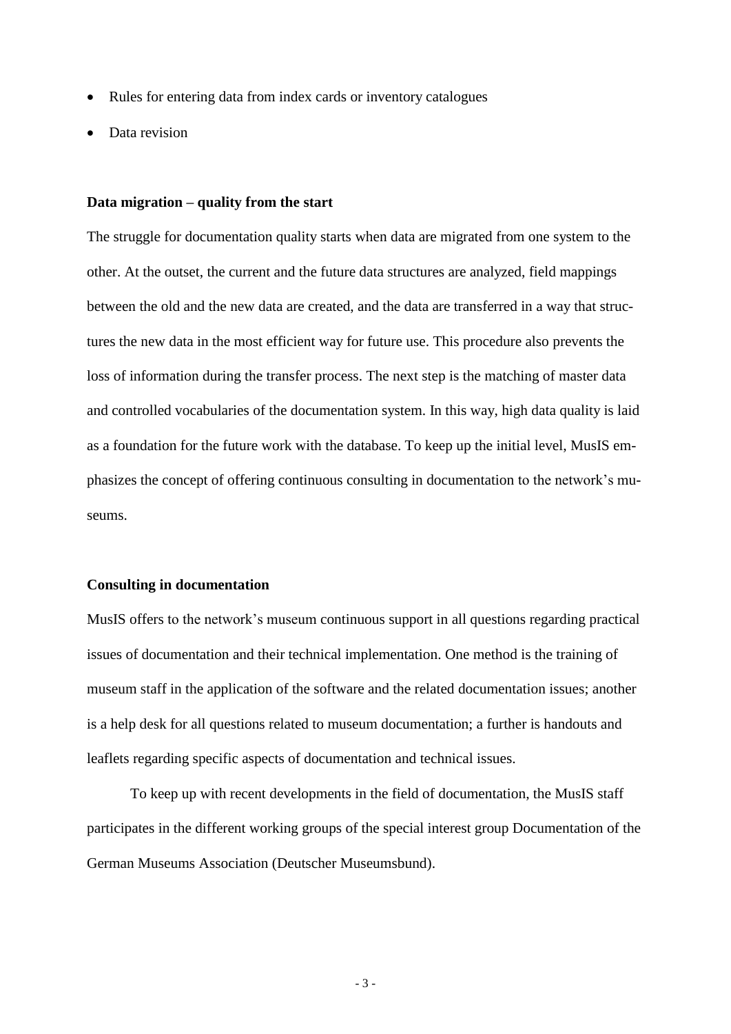- Rules for entering data from index cards or inventory catalogues
- Data revision

**Data migration – quality from the start**

The struggle for documentation quality starts when data are migrated from one system to the other. At the outset, the current and the future data structures are analyzed, field mappings between the old and the new data are created, and the data are transferred in a way that structures the new data in the most efficient way for future use. This procedure also prevents the loss of information during the transfer process. The next step is the matching of master data and controlled vocabularies of the documentation system. In this way, high data quality is laid as a foundation for the future work with the database. To keep up the initial level, MusIS emphasizes the concept of offering continuous consulting in documentation to the network's museums.

**Consulting in documentation**

MusIS offers to the network's museum continuous support in all questions regarding practical issues of documentation and their technical implementation. One method is the training of museum staff in the application of the software and the related documentation issues; another is a help desk for all questions related to museum documentation; a further is handouts and leaflets regarding specific aspects of documentation and technical issues.

To keep up with recent developments in the field of documentation, the MusIS staff participates in the different working groups of the special interest group Documentation of the German Museums Association (Deutscher Museumsbund).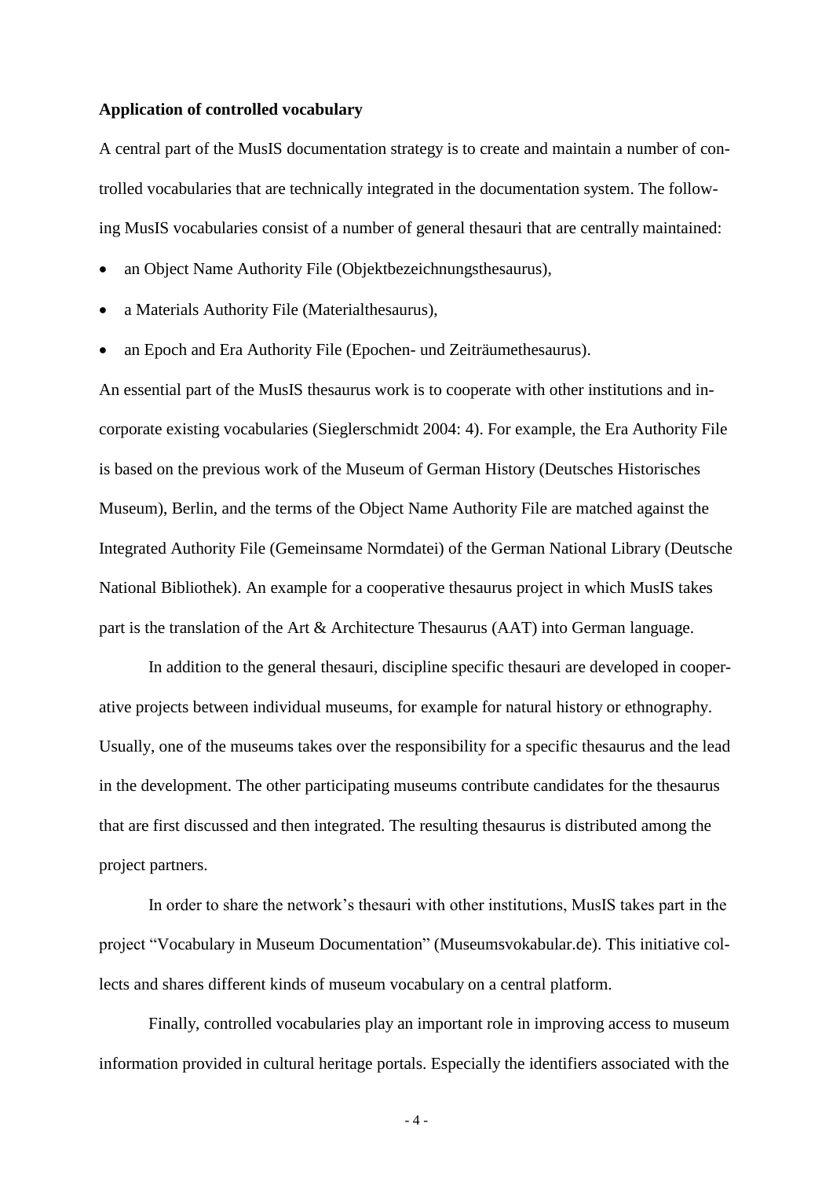**Application of controlled vocabulary**

A central part of the MusIS documentation strategy is to create and maintain a number of controlled vocabularies that are technically integrated in the documentation system. The following MusIS vocabularies consist of a number of general thesauri that are centrally maintained:

- an Object Name Authority File (Objektbezeichnungsthesaurus),
- a Materials Authority File (Materialthesaurus),
- an Epoch and Era Authority File (Epochen- und Zeiträumethesaurus).

An essential part of the MusIS thesaurus work is to cooperate with other institutions and incorporate existing vocabularies (Sieglerschmidt 2004: 4). For example, the Era Authority File is based on the previous work of the Museum of German History (Deutsches Historisches Museum), Berlin, and the terms of the Object Name Authority File are matched against the Integrated Authority File (Gemeinsame Normdatei) of the German National Library (Deutsche National Bibliothek). An example for a cooperative thesaurus project in which MusIS takes part is the translation of the Art & Architecture Thesaurus (AAT) into German language.

In addition to the general thesauri, discipline specific thesauri are developed in cooperative projects between individual museums, for example for natural history or ethnography. Usually, one of the museums takes over the responsibility for a specific thesaurus and the lead in the development. The other participating museums contribute candidates for the thesaurus that are first discussed and then integrated. The resulting thesaurus is distributed among the project partners.

In order to share the network's thesauri with other institutions, MusIS takes part in the project "Vocabulary in Museum Documentation" (Museumsvokabular.de). This initiative collects and shares different kinds of museum vocabulary on a central platform.

Finally, controlled vocabularies play an important role in improving access to museum information provided in cultural heritage portals. Especially the identifiers associated with the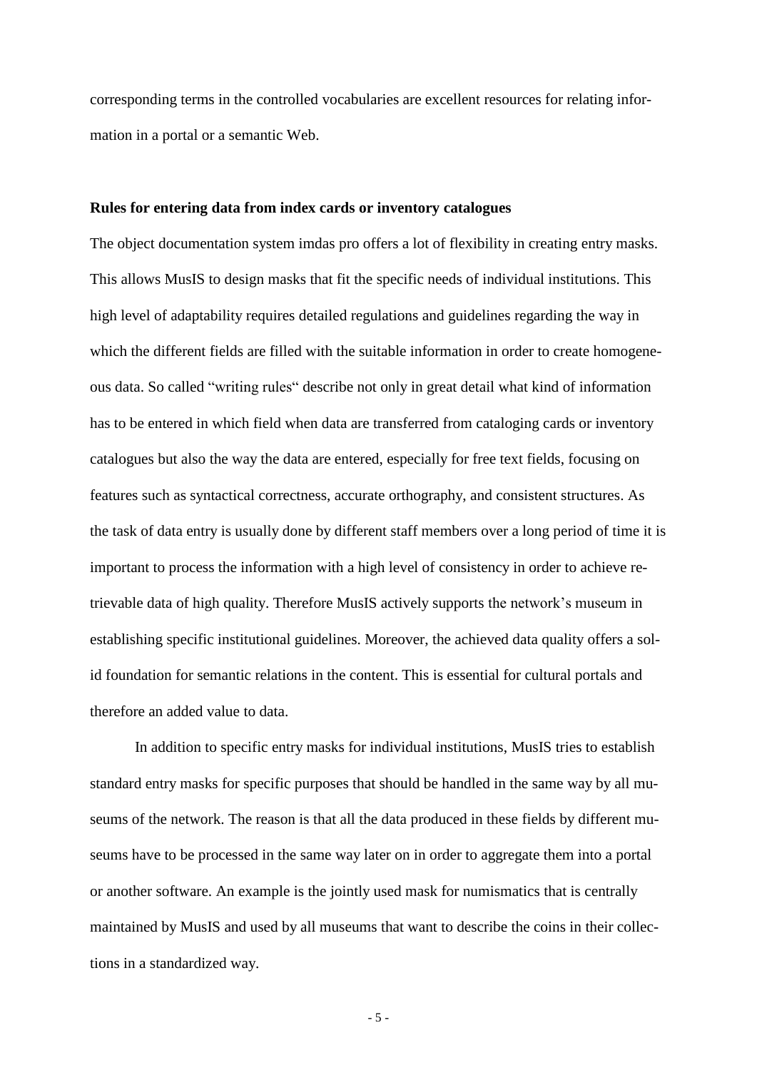corresponding terms in the controlled vocabularies are excellent resources for relating information in a portal or a semantic Web.

**Rules for entering data from index cards or inventory catalogues**

The object documentation system imdas pro offers a lot of flexibility in creating entry masks. This allows MusIS to design masks that fit the specific needs of individual institutions. This high level of adaptability requires detailed regulations and guidelines regarding the way in which the different fields are filled with the suitable information in order to create homogeneous data. So called "writing rules" describe not only in great detail what kind of information has to be entered in which field when data are transferred from cataloging cards or inventory catalogues but also the way the data are entered, especially for free text fields, focusing on features such as syntactical correctness, accurate orthography, and consistent structures. As the task of data entry is usually done by different staff members over a long period of time it is important to process the information with a high level of consistency in order to achieve retrievable data of high quality. Therefore MusIS actively supports the network's museum in establishing specific institutional guidelines. Moreover, the achieved data quality offers a solid foundation for semantic relations in the content. This is essential for cultural portals and therefore an added value to data.

In addition to specific entry masks for individual institutions, MusIS tries to establish standard entry masks for specific purposes that should be handled in the same way by all museums of the network. The reason is that all the data produced in these fields by different museums have to be processed in the same way later on in order to aggregate them into a portal or another software. An example is the jointly used mask for numismatics that is centrally maintained by MusIS and used by all museums that want to describe the coins in their collections in a standardized way.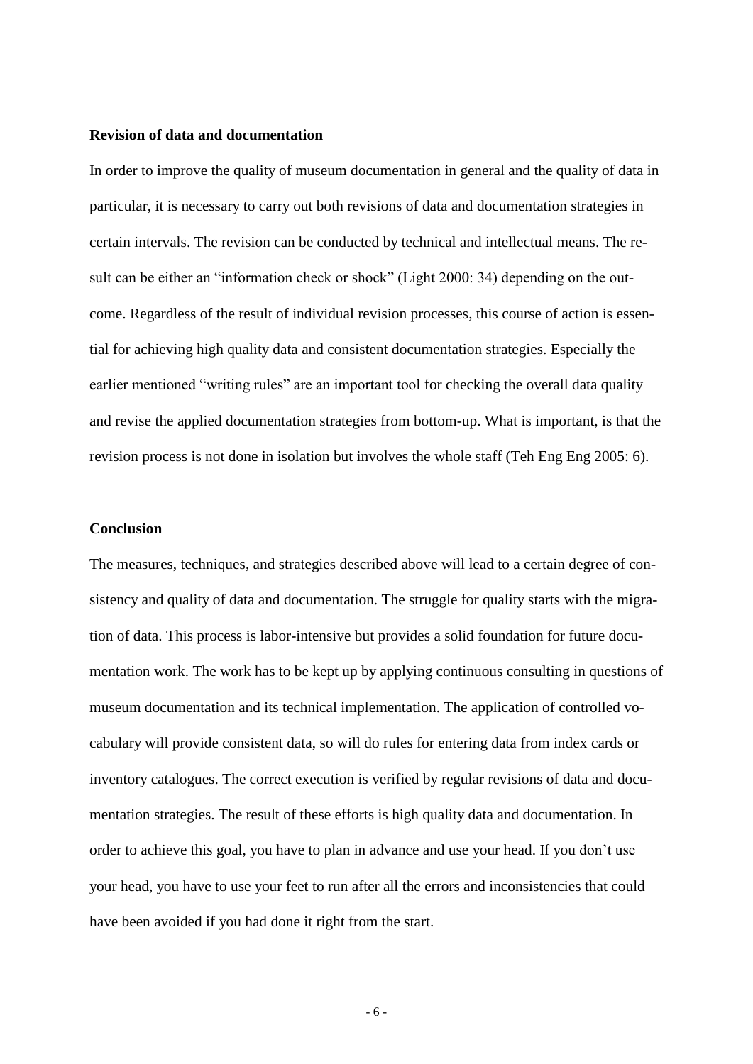**Revision of data and documentation**

In order to improve the quality of museum documentation in general and the quality of data in particular, it is necessary to carry out both revisions of data and documentation strategies in certain intervals. The revision can be conducted by technical and intellectual means. The result can be either an "information check or shock" (Light 2000: 34) depending on the outcome. Regardless of the result of individual revision processes, this course of action is essential for achieving high quality data and consistent documentation strategies. Especially the earlier mentioned "writing rules" are an important tool for checking the overall data quality and revise the applied documentation strategies from bottom-up. What is important, is that the revision process is not done in isolation but involves the whole staff (Teh Eng Eng 2005: 6).

**Conclusion**

The measures, techniques, and strategies described above will lead to a certain degree of consistency and quality of data and documentation. The struggle for quality starts with the migration of data. This process is labor-intensive but provides a solid foundation for future documentation work. The work has to be kept up by applying continuous consulting in questions of museum documentation and its technical implementation. The application of controlled vocabulary will provide consistent data, so will do rules for entering data from index cards or inventory catalogues. The correct execution is verified by regular revisions of data and documentation strategies. The result of these efforts is high quality data and documentation. In order to achieve this goal, you have to plan in advance and use your head. If you don't use your head, you have to use your feet to run after all the errors and inconsistencies that could have been avoided if you had done it right from the start.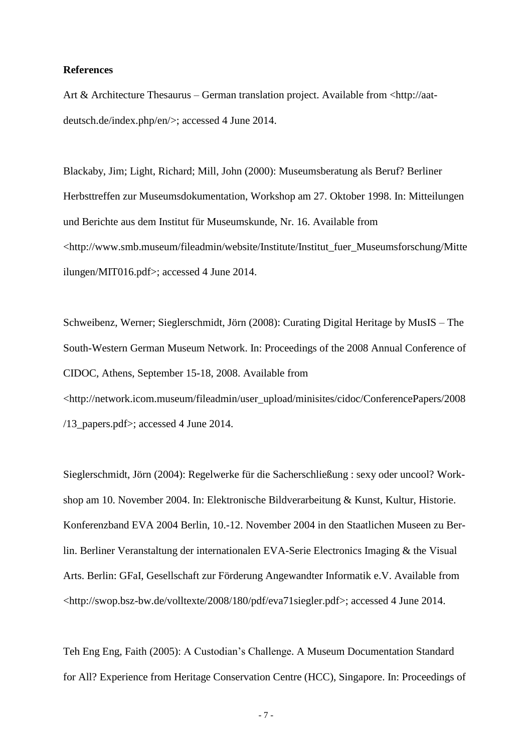**References**

Art & Architecture Thesaurus – German translation project. Available from <http://aat-deutsch.de/index.php/en/>; accessed 4 June 2014.

Blackaby, Jim; Light, Richard; Mill, John (2000): Museumsberatung als Beruf? Berliner Herbsttreffen zur Museumsdokumentation, Workshop am 27. Oktober 1998. In: Mitteilungen und Berichte aus dem Institut für Museumskunde, Nr. 16. Available from <http://www.smb.museum/fileadmin/website/Institute/Institut_fuer_Museumsforschung/Mitteilungen/MIT016.pdf>; accessed 4 June 2014.

Schweibenz, Werner; Sieglerschmidt, Jörn (2008): Curating Digital Heritage by MusIS – The South-Western German Museum Network. In: Proceedings of the 2008 Annual Conference of CIDOC, Athens, September 15-18, 2008. Available from <http://network.icom.museum/fileadmin/user_upload/minisites/cidoc/ConferencePapers/2008/13_papers.pdf>; accessed 4 June 2014.

Sieglerschmidt, Jörn (2004): Regelwerke für die Sacherschließung : sexy oder uncool? Workshop am 10. November 2004. In: Elektronische Bildverarbeitung & Kunst, Kultur, Historie. Konferenzband EVA 2004 Berlin, 10.-12. November 2004 in den Staatlichen Museen zu Berlin. Berliner Veranstaltung der internationalen EVA-Serie Electronics Imaging & the Visual Arts. Berlin: GFaI, Gesellschaft zur Förderung Angewandter Informatik e.V. Available from <http://swop.bsz-bw.de/volltexte/2008/180/pdf/eva71siegler.pdf>; accessed 4 June 2014.

Teh Eng Eng, Faith (2005): A Custodian's Challenge. A Museum Documentation Standard for All? Experience from Heritage Conservation Centre (HCC), Singapore. In: Proceedings of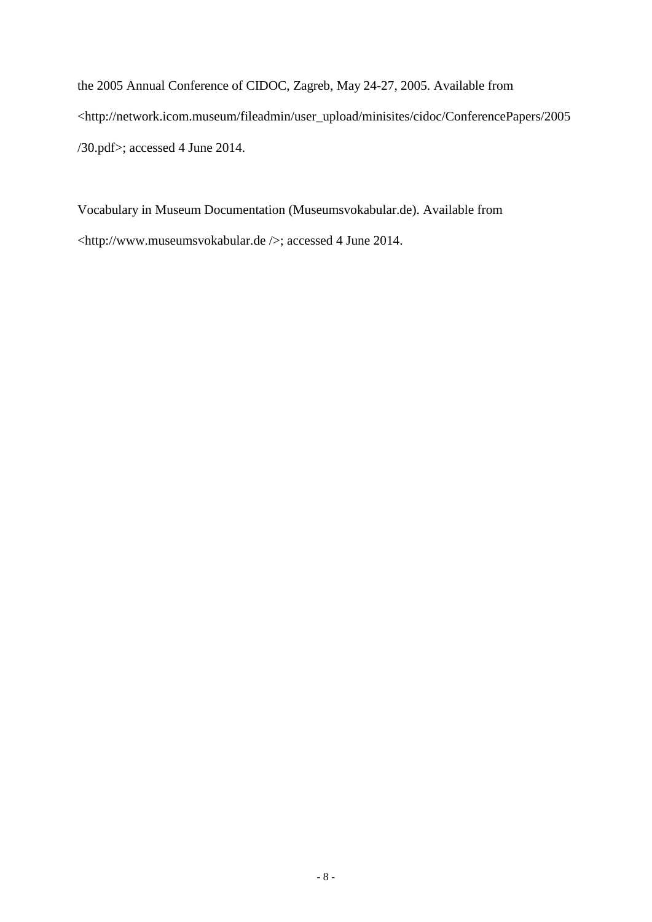the 2005 Annual Conference of CIDOC, Zagreb, May 24-27, 2005. Available from <http://network.icom.museum/fileadmin/user_upload/minisites/cidoc/ConferencePapers/2005/30.pdf>; accessed 4 June 2014.

Vocabulary in Museum Documentation (Museumsvokabular.de). Available from <http://www.museumsvokabular.de />; accessed 4 June 2014.